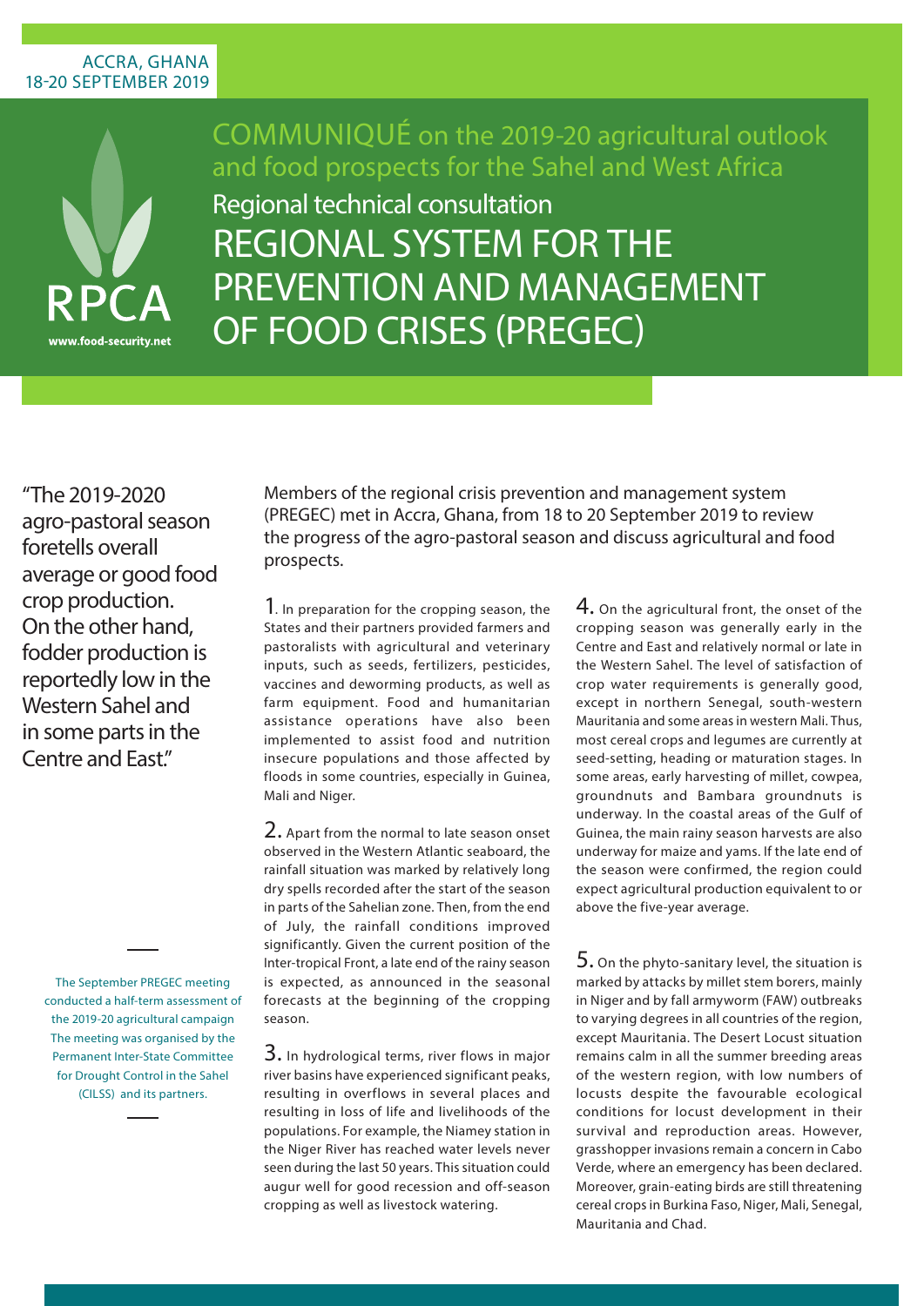ACCRA, GHANA
18-20 SEPTEMBER 2019

RPCA
www.food-security.net

# COMMUNIQUÉ on the 2019-20 agricultural outlook and food prospects for the Sahel and West Africa

## Regional technical consultation

# REGIONAL SYSTEM FOR THE PREVENTION AND MANAGEMENT OF FOOD CRISES (PREGEC)

"The 2019-2020 agro-pastoral season foretells overall average or good food crop production. On the other hand, fodder production is reportedly low in the Western Sahel and in some parts in the Centre and East."

The September PREGEC meeting conducted a half-term assessment of the 2019-20 agricultural campaign The meeting was organised by the Permanent Inter-State Committee for Drought Control in the Sahel (CILSS) and its partners.

Members of the regional crisis prevention and management system (PREGEC) met in Accra, Ghana, from 18 to 20 September 2019 to review the progress of the agro-pastoral season and discuss agricultural and food prospects.

1. In preparation for the cropping season, the States and their partners provided farmers and pastoralists with agricultural and veterinary inputs, such as seeds, fertilizers, pesticides, vaccines and deworming products, as well as farm equipment. Food and humanitarian assistance operations have also been implemented to assist food and nutrition insecure populations and those affected by floods in some countries, especially in Guinea, Mali and Niger.

2. Apart from the normal to late season onset observed in the Western Atlantic seaboard, the rainfall situation was marked by relatively long dry spells recorded after the start of the season in parts of the Sahelian zone. Then, from the end of July, the rainfall conditions improved significantly. Given the current position of the Inter-tropical Front, a late end of the rainy season is expected, as announced in the seasonal forecasts at the beginning of the cropping season.

3. In hydrological terms, river flows in major river basins have experienced significant peaks, resulting in overflows in several places and resulting in loss of life and livelihoods of the populations. For example, the Niamey station in the Niger River has reached water levels never seen during the last 50 years. This situation could augur well for good recession and off-season cropping as well as livestock watering.

4. On the agricultural front, the onset of the cropping season was generally early in the Centre and East and relatively normal or late in the Western Sahel. The level of satisfaction of crop water requirements is generally good, except in northern Senegal, south-western Mauritania and some areas in western Mali. Thus, most cereal crops and legumes are currently at seed-setting, heading or maturation stages. In some areas, early harvesting of millet, cowpea, groundnuts and Bambara groundnuts is underway. In the coastal areas of the Gulf of Guinea, the main rainy season harvests are also underway for maize and yams. If the late end of the season were confirmed, the region could expect agricultural production equivalent to or above the five-year average.

5. On the phyto-sanitary level, the situation is marked by attacks by millet stem borers, mainly in Niger and by fall armyworm (FAW) outbreaks to varying degrees in all countries of the region, except Mauritania. The Desert Locust situation remains calm in all the summer breeding areas of the western region, with low numbers of locusts despite the favourable ecological conditions for locust development in their survival and reproduction areas. However, grasshopper invasions remain a concern in Cabo Verde, where an emergency has been declared. Moreover, grain-eating birds are still threatening cereal crops in Burkina Faso, Niger, Mali, Senegal, Mauritania and Chad.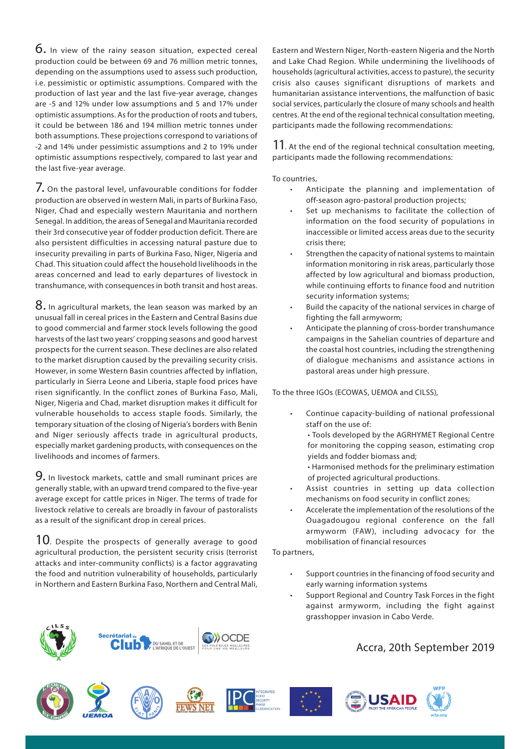6. In view of the rainy season situation, expected cereal production could be between 69 and 76 million metric tonnes, depending on the assumptions used to assess such production, i.e. pessimistic or optimistic assumptions. Compared with the production of last year and the last five-year average, changes are -5 and 12% under low assumptions and 5 and 17% under optimistic assumptions. As for the production of roots and tubers, it could be between 186 and 194 million metric tonnes under both assumptions. These projections correspond to variations of -2 and 14% under pessimistic assumptions and 2 to 19% under optimistic assumptions respectively, compared to last year and the last five-year average.

7. On the pastoral level, unfavourable conditions for fodder production are observed in western Mali, in parts of Burkina Faso, Niger, Chad and especially western Mauritania and northern Senegal. In addition, the areas of Senegal and Mauritania recorded their 3rd consecutive year of fodder production deficit. There are also persistent difficulties in accessing natural pasture due to insecurity prevailing in parts of Burkina Faso, Niger, Nigeria and Chad. This situation could affect the household livelihoods in the areas concerned and lead to early departures of livestock in transhumance, with consequences in both transit and host areas.

8. In agricultural markets, the lean season was marked by an unusual fall in cereal prices in the Eastern and Central Basins due to good commercial and farmer stock levels following the good harvests of the last two years' cropping seasons and good harvest prospects for the current season. These declines are also related to the market disruption caused by the prevailing security crisis. However, in some Western Basin countries affected by inflation, particularly in Sierra Leone and Liberia, staple food prices have risen significantly. In the conflict zones of Burkina Faso, Mali, Niger, Nigeria and Chad, market disruption makes it difficult for vulnerable households to access staple foods. Similarly, the temporary situation of the closing of Nigeria's borders with Benin and Niger seriously affects trade in agricultural products, especially market gardening products, with consequences on the livelihoods and incomes of farmers.

9. In livestock markets, cattle and small ruminant prices are generally stable, with an upward trend compared to the five-year average except for cattle prices in Niger. The terms of trade for livestock relative to cereals are broadly in favour of pastoralists as a result of the significant drop in cereal prices.

10. Despite the prospects of generally average to good agricultural production, the persistent security crisis (terrorist attacks and inter-community conflicts) is a factor aggravating the food and nutrition vulnerability of households, particularly in Northern and Eastern Burkina Faso, Northern and Central Mali, Eastern and Western Niger, North-eastern Nigeria and the North and Lake Chad Region. While undermining the livelihoods of households (agricultural activities, access to pasture), the security crisis also causes significant disruptions of markets and humanitarian assistance interventions, the malfunction of basic social services, particularly the closure of many schools and health centres. At the end of the regional technical consultation meeting, participants made the following recommendations:

11. At the end of the regional technical consultation meeting, participants made the following recommendations:

To countries,

- Anticipate the planning and implementation of off-season agro-pastoral production projects;
- Set up mechanisms to facilitate the collection of information on the food security of populations in inaccessible or limited access areas due to the security crisis there;
- Strengthen the capacity of national systems to maintain information monitoring in risk areas, particularly those affected by low agricultural and biomass production, while continuing efforts to finance food and nutrition security information systems;
- Build the capacity of the national services in charge of fighting the fall armyworm;
- Anticipate the planning of cross-border transhumance campaigns in the Sahelian countries of departure and the coastal host countries, including the strengthening of dialogue mechanisms and assistance actions in pastoral areas under high pressure.

To the three IGOs (ECOWAS, UEMOA and CILSS),

- Continue capacity-building of national professional staff on the use of:
  - Tools developed by the AGRHYMET Regional Centre for monitoring the copping season, estimating crop yields and fodder biomass and;
  - Harmonised methods for the preliminary estimation of projected agricultural productions.
- Assist countries in setting up data collection mechanisms on food security in conflict zones;
- Accelerate the implementation of the resolutions of the Ouagadougou regional conference on the fall armyworm (FAW), including advocacy for the mobilisation of financial resources

To partners,

- Support countries in the financing of food security and early warning information systems
- Support Regional and Country Task Forces in the fight against armyworm, including the fight against grasshopper invasion in Cabo Verde.

Accra, 20th September 2019